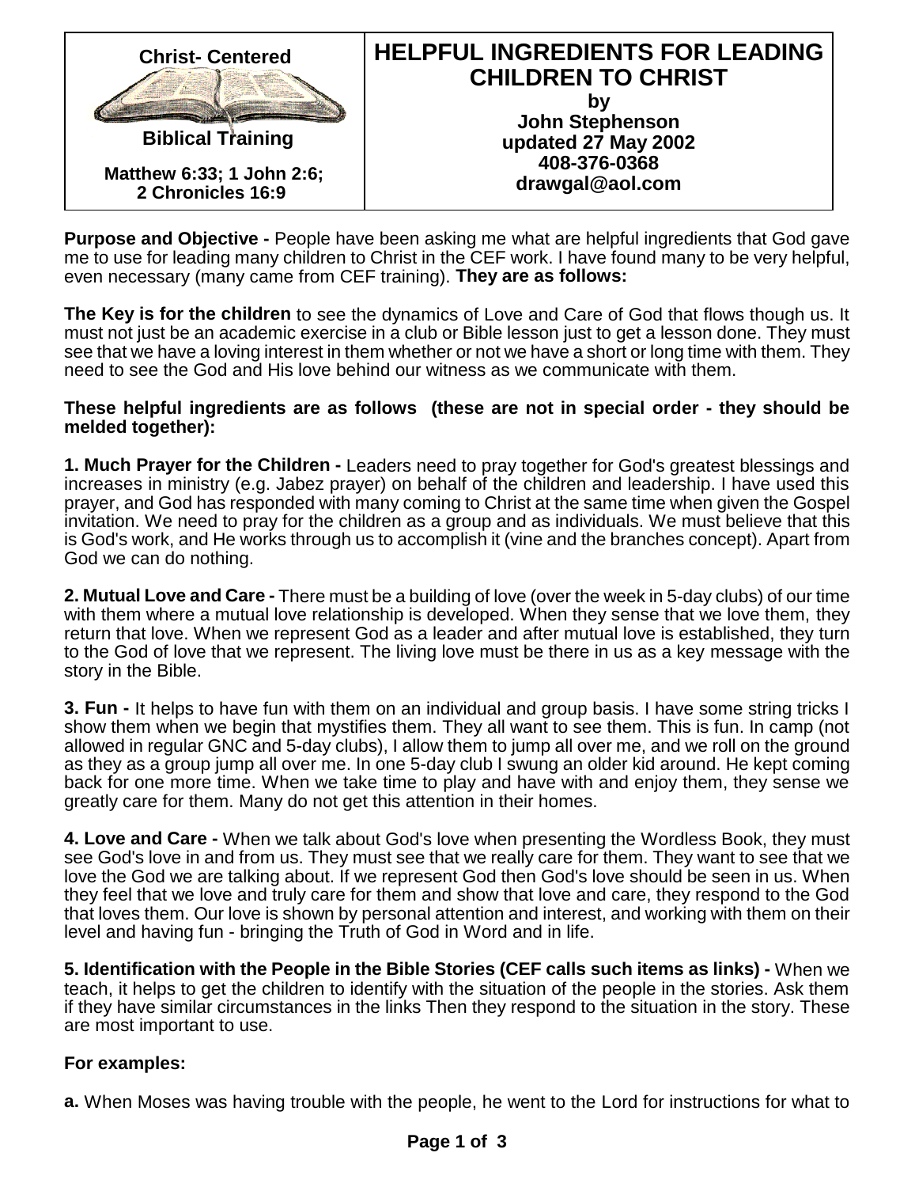**Christ- Centered**

**Biblical Training**

**Matthew 6:33; 1 John 2:6; 2 Chronicles 16:9**

# HELPFUL INGREDIENTS FOR LEADING CHILDREN TO CHRIST

**by**
**John Stephenson**
**updated 27 May 2002**
**408-376-0368**
**drawgal@aol.com**

**Purpose and Objective -** People have been asking me what are helpful ingredients that God gave me to use for leading many children to Christ in the CEF work. I have found many to be very helpful, even necessary (many came from CEF training). **They are as follows:**

**The Key is for the children** to see the dynamics of Love and Care of God that flows though us. It must not just be an academic exercise in a club or Bible lesson just to get a lesson done. They must see that we have a loving interest in them whether or not we have a short or long time with them. They need to see the God and His love behind our witness as we communicate with them.

**These helpful ingredients are as follows (these are not in special order - they should be melded together):**

**1. Much Prayer for the Children -** Leaders need to pray together for God's greatest blessings and increases in ministry (e.g. Jabez prayer) on behalf of the children and leadership. I have used this prayer, and God has responded with many coming to Christ at the same time when given the Gospel invitation. We need to pray for the children as a group and as individuals. We must believe that this is God's work, and He works through us to accomplish it (vine and the branches concept). Apart from God we can do nothing.

**2. Mutual Love and Care -** There must be a building of love (over the week in 5-day clubs) of our time with them where a mutual love relationship is developed. When they sense that we love them, they return that love. When we represent God as a leader and after mutual love is established, they turn to the God of love that we represent. The living love must be there in us as a key message with the story in the Bible.

**3. Fun -** It helps to have fun with them on an individual and group basis. I have some string tricks I show them when we begin that mystifies them. They all want to see them. This is fun. In camp (not allowed in regular GNC and 5-day clubs), I allow them to jump all over me, and we roll on the ground as they as a group jump all over me. In one 5-day club I swung an older kid around. He kept coming back for one more time. When we take time to play and have with and enjoy them, they sense we greatly care for them. Many do not get this attention in their homes.

**4. Love and Care -** When we talk about God's love when presenting the Wordless Book, they must see God's love in and from us. They must see that we really care for them. They want to see that we love the God we are talking about. If we represent God then God's love should be seen in us. When they feel that we love and truly care for them and show that love and care, they respond to the God that loves them. Our love is shown by personal attention and interest, and working with them on their level and having fun - bringing the Truth of God in Word and in life.

**5. Identification with the People in the Bible Stories (CEF calls such items as links) -** When we teach, it helps to get the children to identify with the situation of the people in the stories. Ask them if they have similar circumstances in the links Then they respond to the situation in the story. These are most important to use.

**For examples:**

**a.** When Moses was having trouble with the people, he went to the Lord for instructions for what to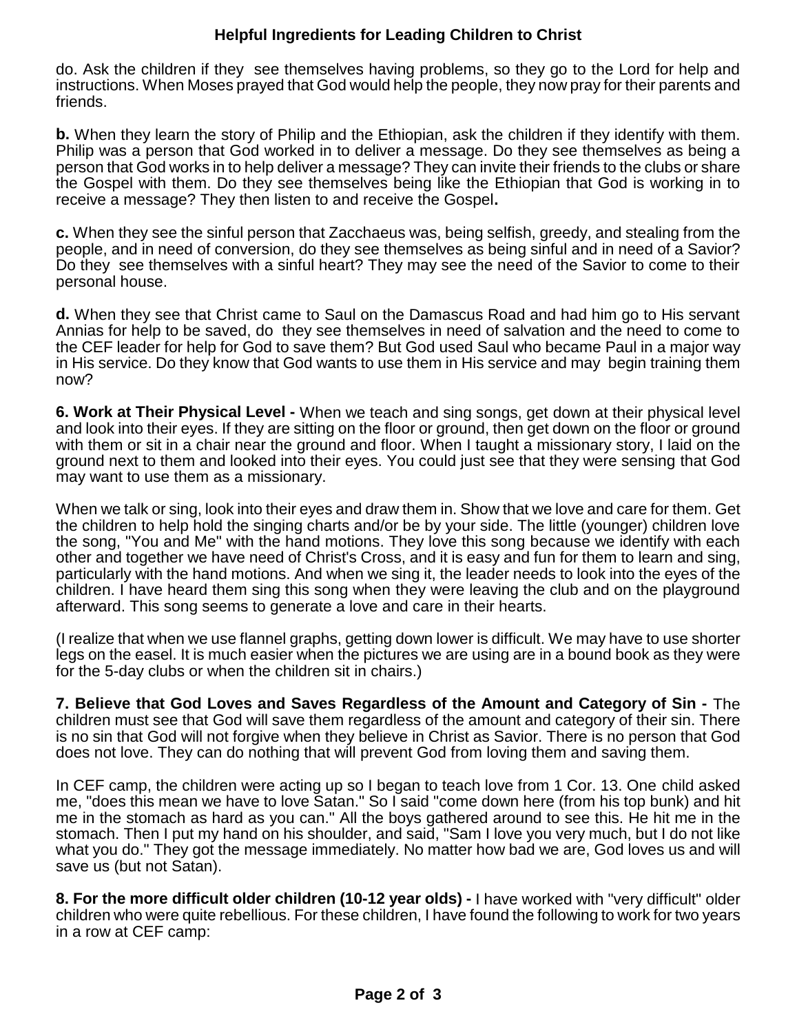do. Ask the children if they see themselves having problems, so they go to the Lord for help and instructions. When Moses prayed that God would help the people, they now pray for their parents and friends.

**b.** When they learn the story of Philip and the Ethiopian, ask the children if they identify with them. Philip was a person that God worked in to deliver a message. Do they see themselves as being a person that God works in to help deliver a message? They can invite their friends to the clubs or share the Gospel with them. Do they see themselves being like the Ethiopian that God is working in to receive a message? They then listen to and receive the Gospel**.**

**c.** When they see the sinful person that Zacchaeus was, being selfish, greedy, and stealing from the people, and in need of conversion, do they see themselves as being sinful and in need of a Savior? Do they see themselves with a sinful heart? They may see the need of the Savior to come to their personal house.

**d.** When they see that Christ came to Saul on the Damascus Road and had him go to His servant Annias for help to be saved, do they see themselves in need of salvation and the need to come to the CEF leader for help for God to save them? But God used Saul who became Paul in a major way in His service. Do they know that God wants to use them in His service and may begin training them now?

**6. Work at Their Physical Level -** When we teach and sing songs, get down at their physical level and look into their eyes. If they are sitting on the floor or ground, then get down on the floor or ground with them or sit in a chair near the ground and floor. When I taught a missionary story, I laid on the ground next to them and looked into their eyes. You could just see that they were sensing that God may want to use them as a missionary.

When we talk or sing, look into their eyes and draw them in. Show that we love and care for them. Get the children to help hold the singing charts and/or be by your side. The little (younger) children love the song, "You and Me" with the hand motions. They love this song because we identify with each other and together we have need of Christ's Cross, and it is easy and fun for them to learn and sing, particularly with the hand motions. And when we sing it, the leader needs to look into the eyes of the children. I have heard them sing this song when they were leaving the club and on the playground afterward. This song seems to generate a love and care in their hearts.

(I realize that when we use flannel graphs, getting down lower is difficult. We may have to use shorter legs on the easel. It is much easier when the pictures we are using are in a bound book as they were for the 5-day clubs or when the children sit in chairs.)

**7. Believe that God Loves and Saves Regardless of the Amount and Category of Sin -** The children must see that God will save them regardless of the amount and category of their sin. There is no sin that God will not forgive when they believe in Christ as Savior. There is no person that God does not love. They can do nothing that will prevent God from loving them and saving them.

In CEF camp, the children were acting up so I began to teach love from 1 Cor. 13. One child asked me, "does this mean we have to love Satan." So I said "come down here (from his top bunk) and hit me in the stomach as hard as you can." All the boys gathered around to see this. He hit me in the stomach. Then I put my hand on his shoulder, and said, "Sam I love you very much, but I do not like what you do." They got the message immediately. No matter how bad we are, God loves us and will save us (but not Satan).

**8. For the more difficult older children (10-12 year olds) -** I have worked with "very difficult" older children who were quite rebellious. For these children, I have found the following to work for two years in a row at CEF camp: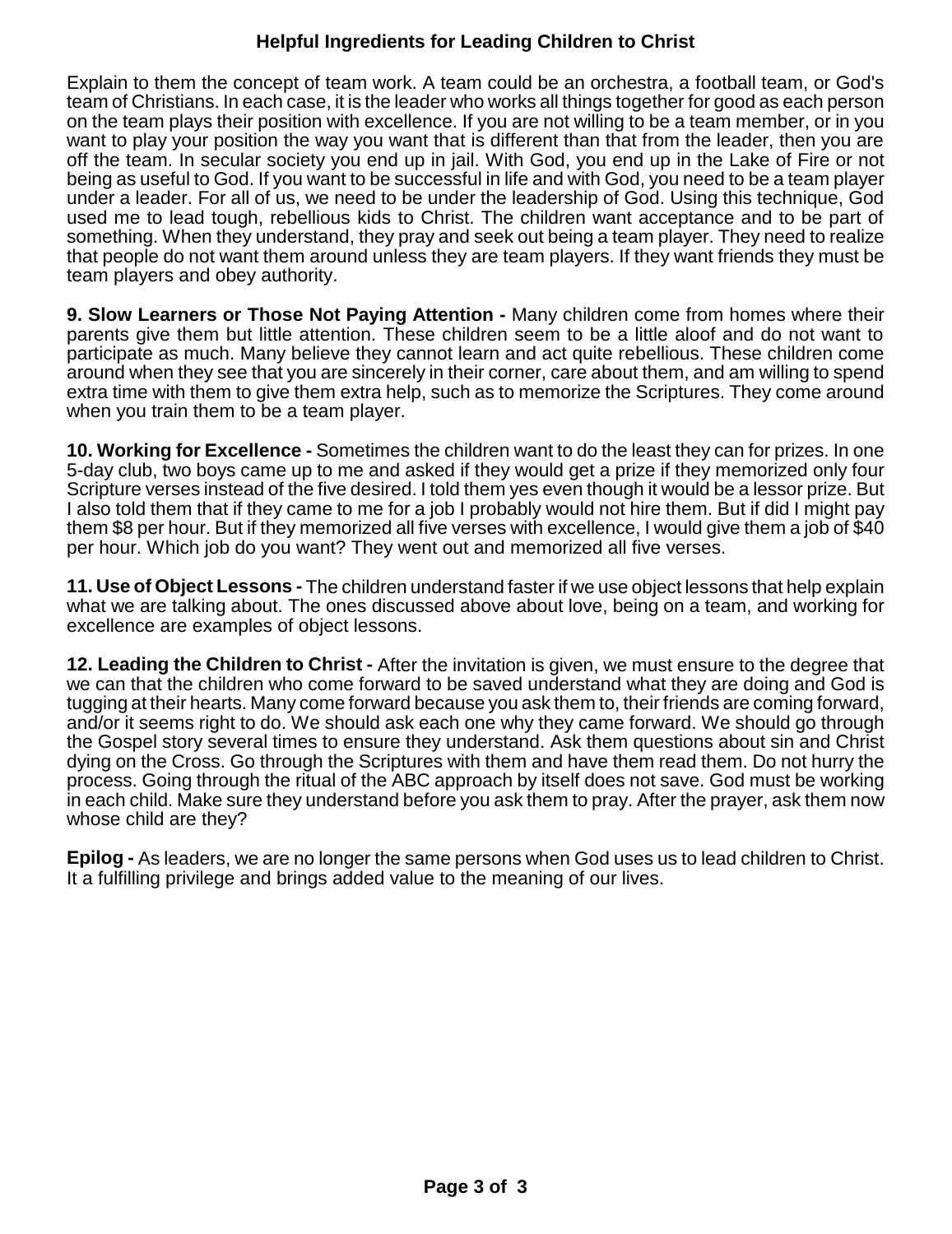Explain to them the concept of team work. A team could be an orchestra, a football team, or God's team of Christians. In each case, it is the leader who works all things together for good as each person on the team plays their position with excellence. If you are not willing to be a team member, or in you want to play your position the way you want that is different than that from the leader, then you are off the team. In secular society you end up in jail. With God, you end up in the Lake of Fire or not being as useful to God. If you want to be successful in life and with God, you need to be a team player under a leader. For all of us, we need to be under the leadership of God. Using this technique, God used me to lead tough, rebellious kids to Christ. The children want acceptance and to be part of something. When they understand, they pray and seek out being a team player. They need to realize that people do not want them around unless they are team players. If they want friends they must be team players and obey authority.

**9. Slow Learners or Those Not Paying Attention -** Many children come from homes where their parents give them but little attention. These children seem to be a little aloof and do not want to participate as much. Many believe they cannot learn and act quite rebellious. These children come around when they see that you are sincerely in their corner, care about them, and am willing to spend extra time with them to give them extra help, such as to memorize the Scriptures. They come around when you train them to be a team player.

**10. Working for Excellence -** Sometimes the children want to do the least they can for prizes. In one 5-day club, two boys came up to me and asked if they would get a prize if they memorized only four Scripture verses instead of the five desired. I told them yes even though it would be a lessor prize. But I also told them that if they came to me for a job I probably would not hire them. But if did I might pay them $8 per hour. But if they memorized all five verses with excellence, I would give them a job of $40 per hour. Which job do you want? They went out and memorized all five verses.

**11. Use of Object Lessons -** The children understand faster if we use object lessons that help explain what we are talking about. The ones discussed above about love, being on a team, and working for excellence are examples of object lessons.

**12. Leading the Children to Christ -** After the invitation is given, we must ensure to the degree that we can that the children who come forward to be saved understand what they are doing and God is tugging at their hearts. Many come forward because you ask them to, their friends are coming forward, and/or it seems right to do. We should ask each one why they came forward. We should go through the Gospel story several times to ensure they understand. Ask them questions about sin and Christ dying on the Cross. Go through the Scriptures with them and have them read them. Do not hurry the process. Going through the ritual of the ABC approach by itself does not save. God must be working in each child. Make sure they understand before you ask them to pray. After the prayer, ask them now whose child are they?

**Epilog -** As leaders, we are no longer the same persons when God uses us to lead children to Christ. It a fulfilling privilege and brings added value to the meaning of our lives.